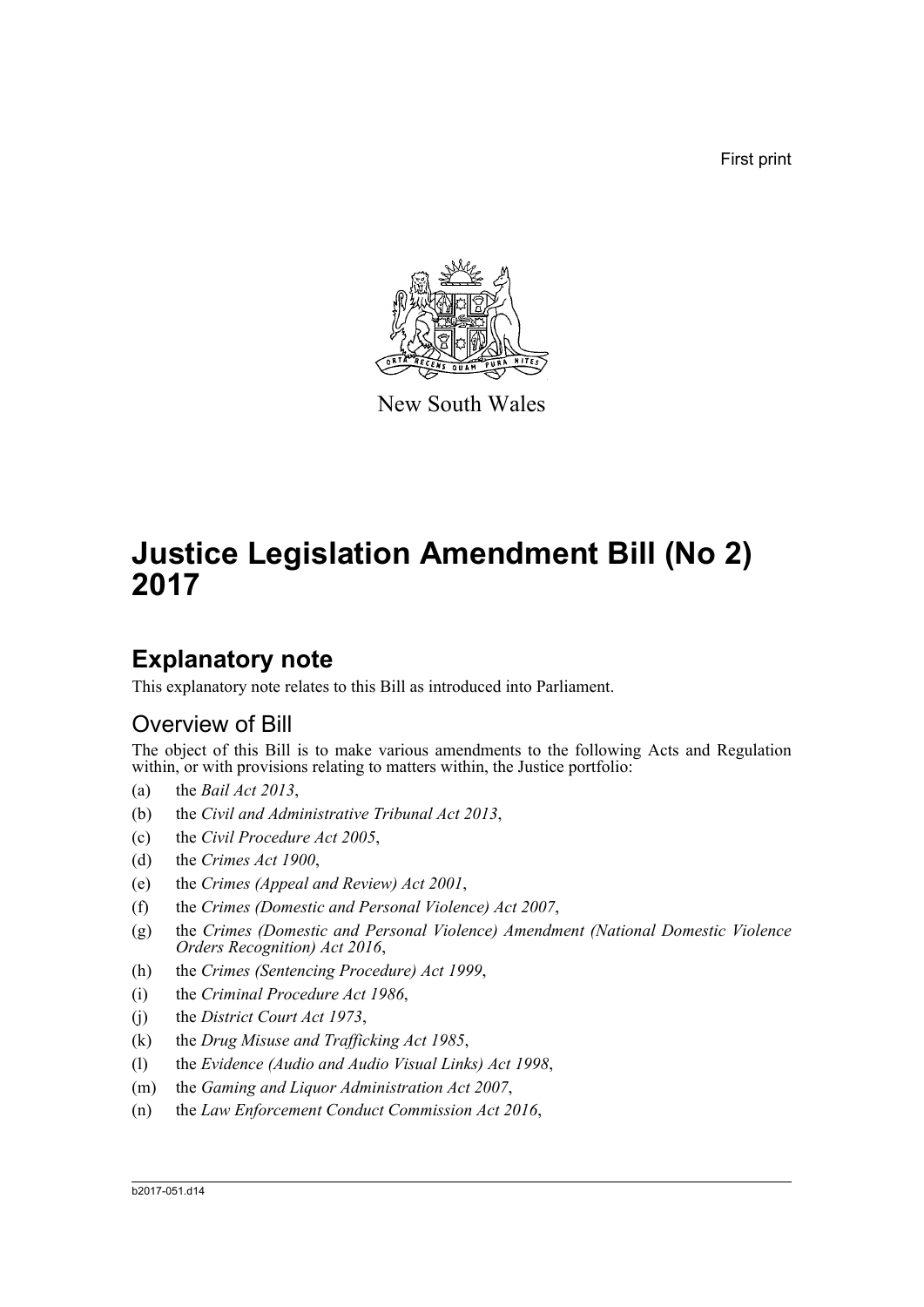First print

New South Wales

# Justice Legislation Amendment Bill (No 2) 2017

## Explanatory note

This explanatory note relates to this Bill as introduced into Parliament.

### Overview of Bill

The object of this Bill is to make various amendments to the following Acts and Regulation within, or with provisions relating to matters within, the Justice portfolio:

(a) the *Bail Act 2013*,

(b) the *Civil and Administrative Tribunal Act 2013*,

(c) the *Civil Procedure Act 2005*,

(d) the *Crimes Act 1900*,

(e) the *Crimes (Appeal and Review) Act 2001*,

(f) the *Crimes (Domestic and Personal Violence) Act 2007*,

(g) the *Crimes (Domestic and Personal Violence) Amendment (National Domestic Violence Orders Recognition) Act 2016*,

(h) the *Crimes (Sentencing Procedure) Act 1999*,

(i) the *Criminal Procedure Act 1986*,

(j) the *District Court Act 1973*,

(k) the *Drug Misuse and Trafficking Act 1985*,

(l) the *Evidence (Audio and Audio Visual Links) Act 1998*,

(m) the *Gaming and Liquor Administration Act 2007*,

(n) the *Law Enforcement Conduct Commission Act 2016*,

b2017-051.d14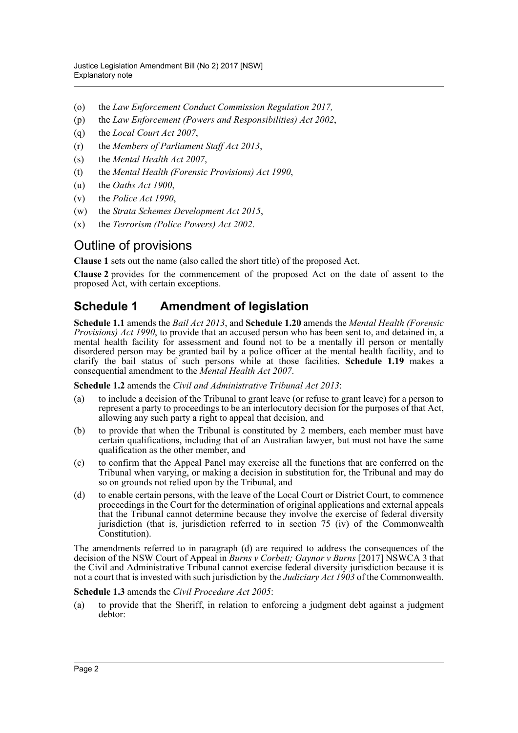(o) the *Law Enforcement Conduct Commission Regulation 2017,*

(p) the *Law Enforcement (Powers and Responsibilities) Act 2002*,

(q) the *Local Court Act 2007*,

(r) the *Members of Parliament Staff Act 2013*,

(s) the *Mental Health Act 2007*,

(t) the *Mental Health (Forensic Provisions) Act 1990*,

(u) the *Oaths Act 1900*,

(v) the *Police Act 1990*,

(w) the *Strata Schemes Development Act 2015*,

(x) the *Terrorism (Police Powers) Act 2002*.

## Outline of provisions

**Clause 1** sets out the name (also called the short title) of the proposed Act.

**Clause 2** provides for the commencement of the proposed Act on the date of assent to the proposed Act, with certain exceptions.

## Schedule 1 Amendment of legislation

**Schedule 1.1** amends the *Bail Act 2013*, and **Schedule 1.20** amends the *Mental Health (Forensic Provisions) Act 1990*, to provide that an accused person who has been sent to, and detained in, a mental health facility for assessment and found not to be a mentally ill person or mentally disordered person may be granted bail by a police officer at the mental health facility, and to clarify the bail status of such persons while at those facilities. **Schedule 1.19** makes a consequential amendment to the *Mental Health Act 2007*.

**Schedule 1.2** amends the *Civil and Administrative Tribunal Act 2013*:

(a) to include a decision of the Tribunal to grant leave (or refuse to grant leave) for a person to represent a party to proceedings to be an interlocutory decision for the purposes of that Act, allowing any such party a right to appeal that decision, and

(b) to provide that when the Tribunal is constituted by 2 members, each member must have certain qualifications, including that of an Australian lawyer, but must not have the same qualification as the other member, and

(c) to confirm that the Appeal Panel may exercise all the functions that are conferred on the Tribunal when varying, or making a decision in substitution for, the Tribunal and may do so on grounds not relied upon by the Tribunal, and

(d) to enable certain persons, with the leave of the Local Court or District Court, to commence proceedings in the Court for the determination of original applications and external appeals that the Tribunal cannot determine because they involve the exercise of federal diversity jurisdiction (that is, jurisdiction referred to in section 75 (iv) of the Commonwealth Constitution).

The amendments referred to in paragraph (d) are required to address the consequences of the decision of the NSW Court of Appeal in *Burns v Corbett; Gaynor v Burns* [2017] NSWCA 3 that the Civil and Administrative Tribunal cannot exercise federal diversity jurisdiction because it is not a court that is invested with such jurisdiction by the *Judiciary Act 1903* of the Commonwealth.

**Schedule 1.3** amends the *Civil Procedure Act 2005*:

(a) to provide that the Sheriff, in relation to enforcing a judgment debt against a judgment debtor: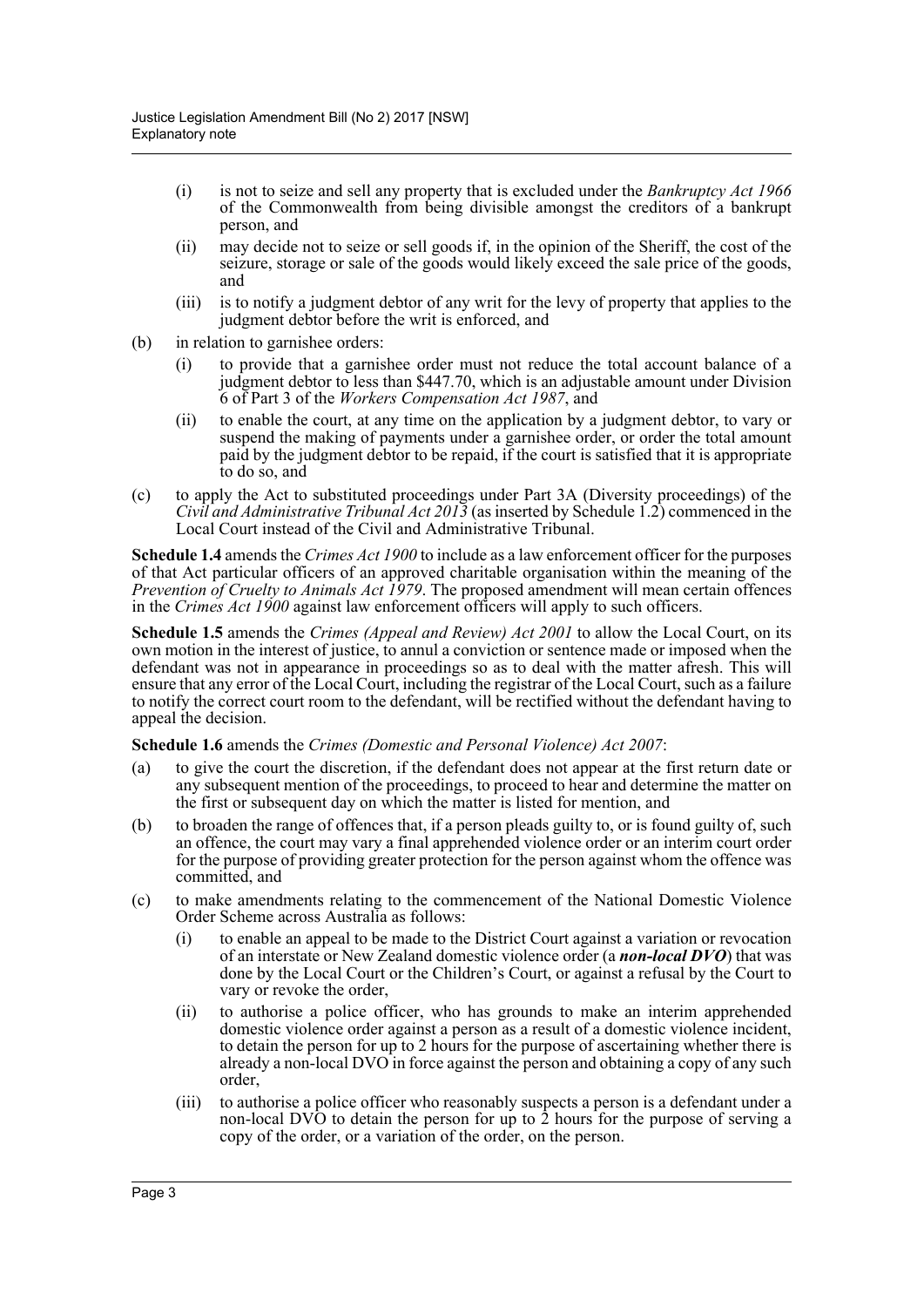(i) is not to seize and sell any property that is excluded under the *Bankruptcy Act 1966* of the Commonwealth from being divisible amongst the creditors of a bankrupt person, and

(ii) may decide not to seize or sell goods if, in the opinion of the Sheriff, the cost of the seizure, storage or sale of the goods would likely exceed the sale price of the goods, and

(iii) is to notify a judgment debtor of any writ for the levy of property that applies to the judgment debtor before the writ is enforced, and

(b) in relation to garnishee orders:

(i) to provide that a garnishee order must not reduce the total account balance of a judgment debtor to less than $447.70, which is an adjustable amount under Division 6 of Part 3 of the *Workers Compensation Act 1987*, and

(ii) to enable the court, at any time on the application by a judgment debtor, to vary or suspend the making of payments under a garnishee order, or order the total amount paid by the judgment debtor to be repaid, if the court is satisfied that it is appropriate to do so, and

(c) to apply the Act to substituted proceedings under Part 3A (Diversity proceedings) of the *Civil and Administrative Tribunal Act 2013* (as inserted by Schedule 1.2) commenced in the Local Court instead of the Civil and Administrative Tribunal.

**Schedule 1.4** amends the *Crimes Act 1900* to include as a law enforcement officer for the purposes of that Act particular officers of an approved charitable organisation within the meaning of the *Prevention of Cruelty to Animals Act 1979*. The proposed amendment will mean certain offences in the *Crimes Act 1900* against law enforcement officers will apply to such officers.

**Schedule 1.5** amends the *Crimes (Appeal and Review) Act 2001* to allow the Local Court, on its own motion in the interest of justice, to annul a conviction or sentence made or imposed when the defendant was not in appearance in proceedings so as to deal with the matter afresh. This will ensure that any error of the Local Court, including the registrar of the Local Court, such as a failure to notify the correct court room to the defendant, will be rectified without the defendant having to appeal the decision.

**Schedule 1.6** amends the *Crimes (Domestic and Personal Violence) Act 2007*:

(a) to give the court the discretion, if the defendant does not appear at the first return date or any subsequent mention of the proceedings, to proceed to hear and determine the matter on the first or subsequent day on which the matter is listed for mention, and

(b) to broaden the range of offences that, if a person pleads guilty to, or is found guilty of, such an offence, the court may vary a final apprehended violence order or an interim court order for the purpose of providing greater protection for the person against whom the offence was committed, and

(c) to make amendments relating to the commencement of the National Domestic Violence Order Scheme across Australia as follows:

(i) to enable an appeal to be made to the District Court against a variation or revocation of an interstate or New Zealand domestic violence order (a ***non-local DVO***) that was done by the Local Court or the Children's Court, or against a refusal by the Court to vary or revoke the order,

(ii) to authorise a police officer, who has grounds to make an interim apprehended domestic violence order against a person as a result of a domestic violence incident, to detain the person for up to 2 hours for the purpose of ascertaining whether there is already a non-local DVO in force against the person and obtaining a copy of any such order,

(iii) to authorise a police officer who reasonably suspects a person is a defendant under a non-local DVO to detain the person for up to 2 hours for the purpose of serving a copy of the order, or a variation of the order, on the person.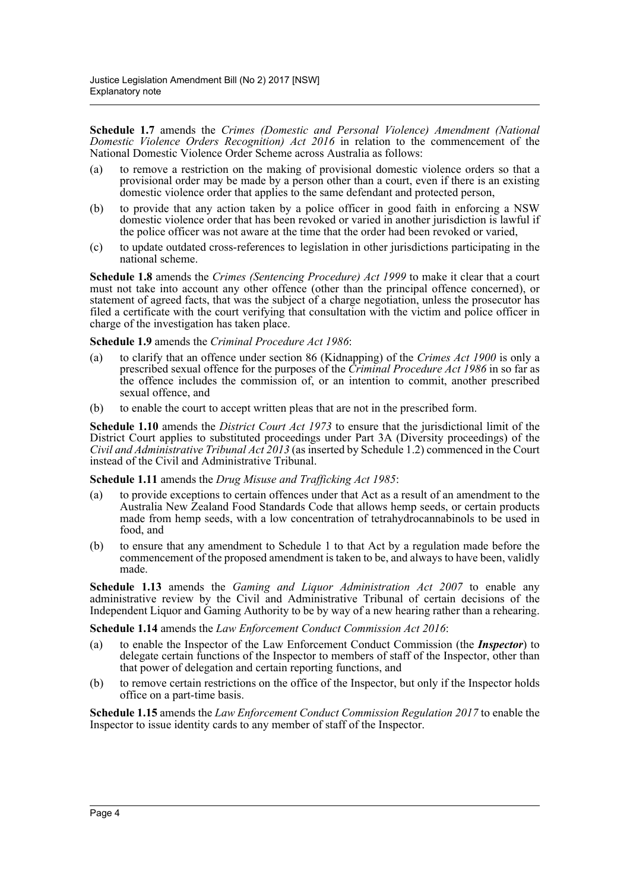**Schedule 1.7** amends the *Crimes (Domestic and Personal Violence) Amendment (National Domestic Violence Orders Recognition) Act 2016* in relation to the commencement of the National Domestic Violence Order Scheme across Australia as follows:

(a) to remove a restriction on the making of provisional domestic violence orders so that a provisional order may be made by a person other than a court, even if there is an existing domestic violence order that applies to the same defendant and protected person,

(b) to provide that any action taken by a police officer in good faith in enforcing a NSW domestic violence order that has been revoked or varied in another jurisdiction is lawful if the police officer was not aware at the time that the order had been revoked or varied,

(c) to update outdated cross-references to legislation in other jurisdictions participating in the national scheme.

**Schedule 1.8** amends the *Crimes (Sentencing Procedure) Act 1999* to make it clear that a court must not take into account any other offence (other than the principal offence concerned), or statement of agreed facts, that was the subject of a charge negotiation, unless the prosecutor has filed a certificate with the court verifying that consultation with the victim and police officer in charge of the investigation has taken place.

**Schedule 1.9** amends the *Criminal Procedure Act 1986*:

(a) to clarify that an offence under section 86 (Kidnapping) of the *Crimes Act 1900* is only a prescribed sexual offence for the purposes of the *Criminal Procedure Act 1986* in so far as the offence includes the commission of, or an intention to commit, another prescribed sexual offence, and

(b) to enable the court to accept written pleas that are not in the prescribed form.

**Schedule 1.10** amends the *District Court Act 1973* to ensure that the jurisdictional limit of the District Court applies to substituted proceedings under Part 3A (Diversity proceedings) of the *Civil and Administrative Tribunal Act 2013* (as inserted by Schedule 1.2) commenced in the Court instead of the Civil and Administrative Tribunal.

**Schedule 1.11** amends the *Drug Misuse and Trafficking Act 1985*:

(a) to provide exceptions to certain offences under that Act as a result of an amendment to the Australia New Zealand Food Standards Code that allows hemp seeds, or certain products made from hemp seeds, with a low concentration of tetrahydrocannabinols to be used in food, and

(b) to ensure that any amendment to Schedule 1 to that Act by a regulation made before the commencement of the proposed amendment is taken to be, and always to have been, validly made.

**Schedule 1.13** amends the *Gaming and Liquor Administration Act 2007* to enable any administrative review by the Civil and Administrative Tribunal of certain decisions of the Independent Liquor and Gaming Authority to be by way of a new hearing rather than a rehearing.

**Schedule 1.14** amends the *Law Enforcement Conduct Commission Act 2016*:

(a) to enable the Inspector of the Law Enforcement Conduct Commission (the ***Inspector***) to delegate certain functions of the Inspector to members of staff of the Inspector, other than that power of delegation and certain reporting functions, and

(b) to remove certain restrictions on the office of the Inspector, but only if the Inspector holds office on a part-time basis.

**Schedule 1.15** amends the *Law Enforcement Conduct Commission Regulation 2017* to enable the Inspector to issue identity cards to any member of staff of the Inspector.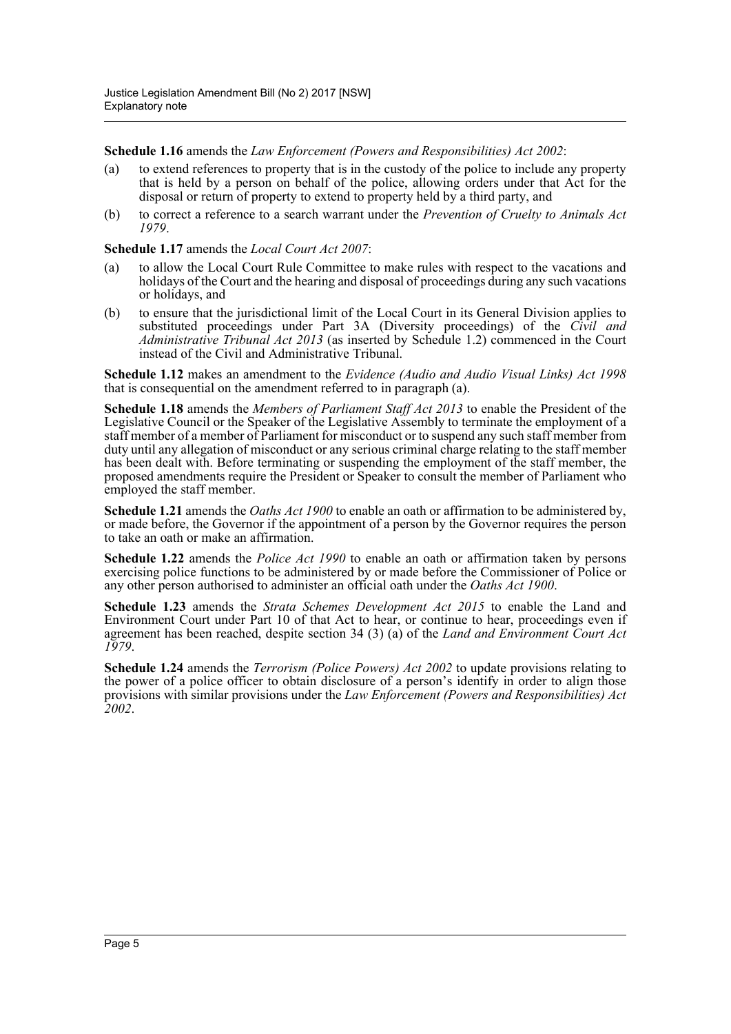**Schedule 1.16** amends the *Law Enforcement (Powers and Responsibilities) Act 2002*:

(a) to extend references to property that is in the custody of the police to include any property that is held by a person on behalf of the police, allowing orders under that Act for the disposal or return of property to extend to property held by a third party, and

(b) to correct a reference to a search warrant under the *Prevention of Cruelty to Animals Act 1979*.

**Schedule 1.17** amends the *Local Court Act 2007*:

(a) to allow the Local Court Rule Committee to make rules with respect to the vacations and holidays of the Court and the hearing and disposal of proceedings during any such vacations or holidays, and

(b) to ensure that the jurisdictional limit of the Local Court in its General Division applies to substituted proceedings under Part 3A (Diversity proceedings) of the *Civil and Administrative Tribunal Act 2013* (as inserted by Schedule 1.2) commenced in the Court instead of the Civil and Administrative Tribunal.

**Schedule 1.12** makes an amendment to the *Evidence (Audio and Audio Visual Links) Act 1998* that is consequential on the amendment referred to in paragraph (a).

**Schedule 1.18** amends the *Members of Parliament Staff Act 2013* to enable the President of the Legislative Council or the Speaker of the Legislative Assembly to terminate the employment of a staff member of a member of Parliament for misconduct or to suspend any such staff member from duty until any allegation of misconduct or any serious criminal charge relating to the staff member has been dealt with. Before terminating or suspending the employment of the staff member, the proposed amendments require the President or Speaker to consult the member of Parliament who employed the staff member.

**Schedule 1.21** amends the *Oaths Act 1900* to enable an oath or affirmation to be administered by, or made before, the Governor if the appointment of a person by the Governor requires the person to take an oath or make an affirmation.

**Schedule 1.22** amends the *Police Act 1990* to enable an oath or affirmation taken by persons exercising police functions to be administered by or made before the Commissioner of Police or any other person authorised to administer an official oath under the *Oaths Act 1900*.

**Schedule 1.23** amends the *Strata Schemes Development Act 2015* to enable the Land and Environment Court under Part 10 of that Act to hear, or continue to hear, proceedings even if agreement has been reached, despite section 34 (3) (a) of the *Land and Environment Court Act 1979*.

**Schedule 1.24** amends the *Terrorism (Police Powers) Act 2002* to update provisions relating to the power of a police officer to obtain disclosure of a person's identify in order to align those provisions with similar provisions under the *Law Enforcement (Powers and Responsibilities) Act 2002*.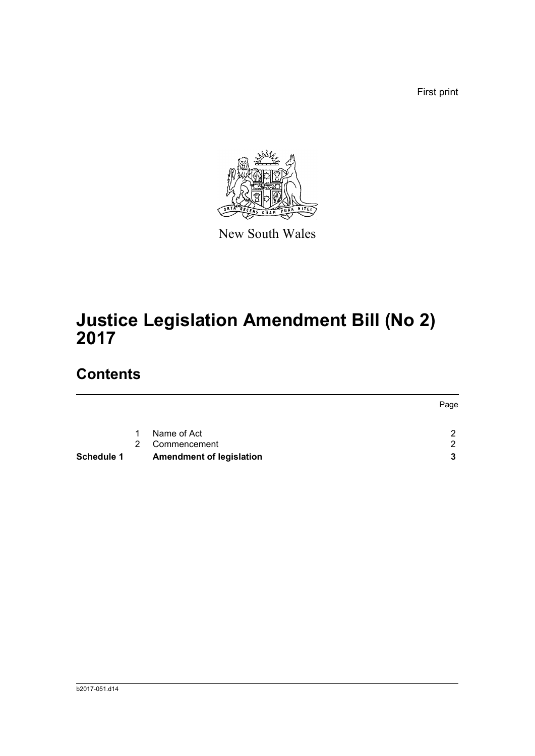First print

New South Wales

# Justice Legislation Amendment Bill (No 2) 2017

## Contents

| | | | Page |
|---|---|---|---|
| | 1 | Name of Act | 2 |
| | 2 | Commencement | 2 |
| **Schedule 1** | | **Amendment of legislation** | **3** |

b2017-051.d14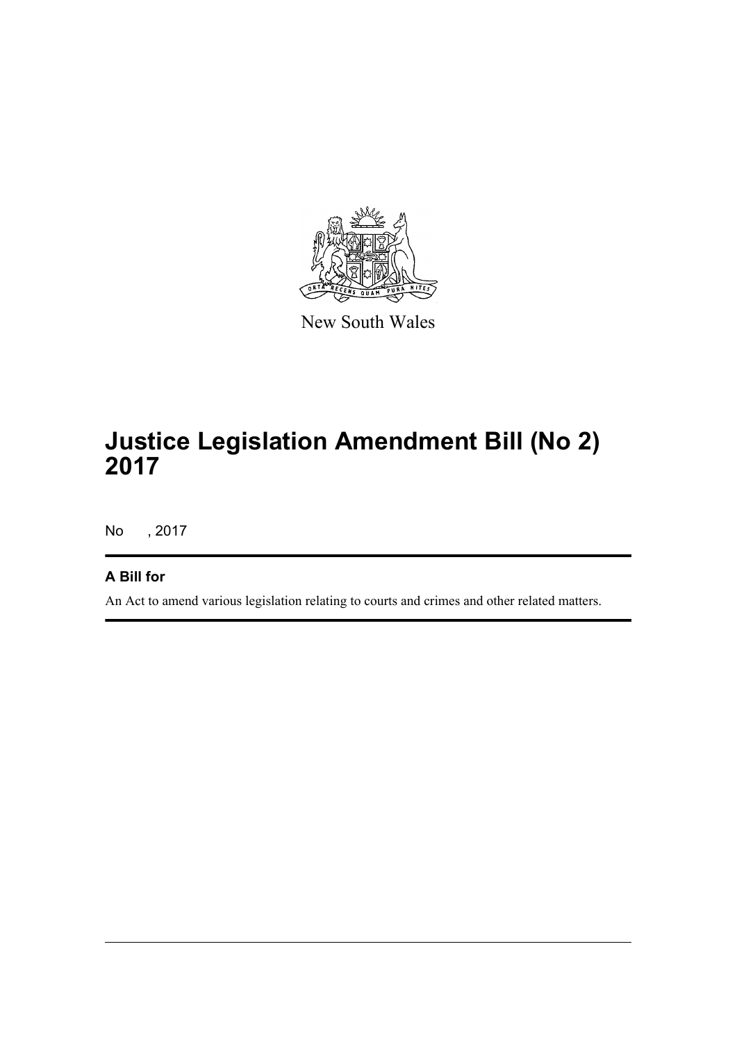New South Wales

# Justice Legislation Amendment Bill (No 2) 2017

No , 2017

## A Bill for

An Act to amend various legislation relating to courts and crimes and other related matters.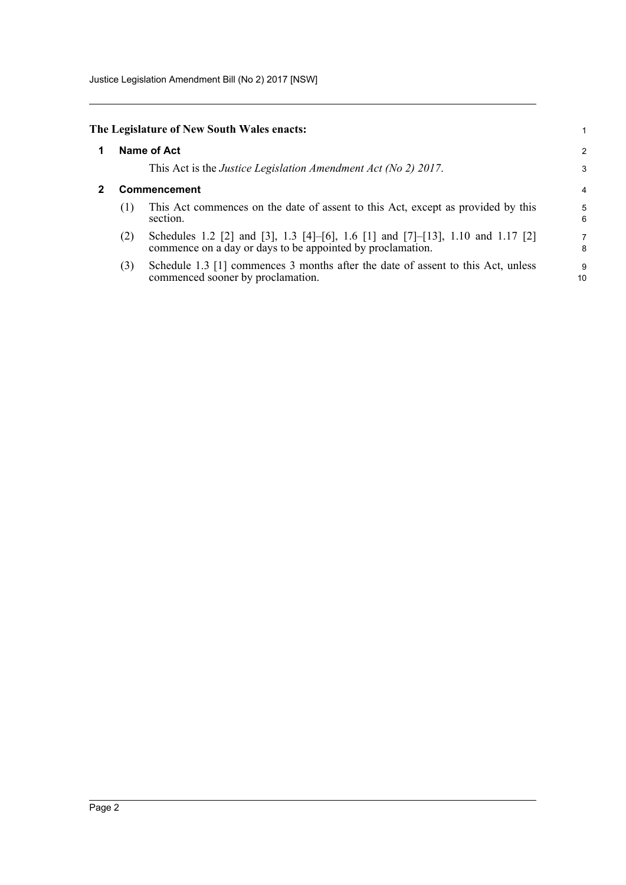**The Legislature of New South Wales enacts:**

## 1 Name of Act

This Act is the *Justice Legislation Amendment Act (No 2) 2017*.

## 2 Commencement

(1) This Act commences on the date of assent to this Act, except as provided by this section.

(2) Schedules 1.2 [2] and [3], 1.3 [4]–[6], 1.6 [1] and [7]–[13], 1.10 and 1.17 [2] commence on a day or days to be appointed by proclamation.

(3) Schedule 1.3 [1] commences 3 months after the date of assent to this Act, unless commenced sooner by proclamation.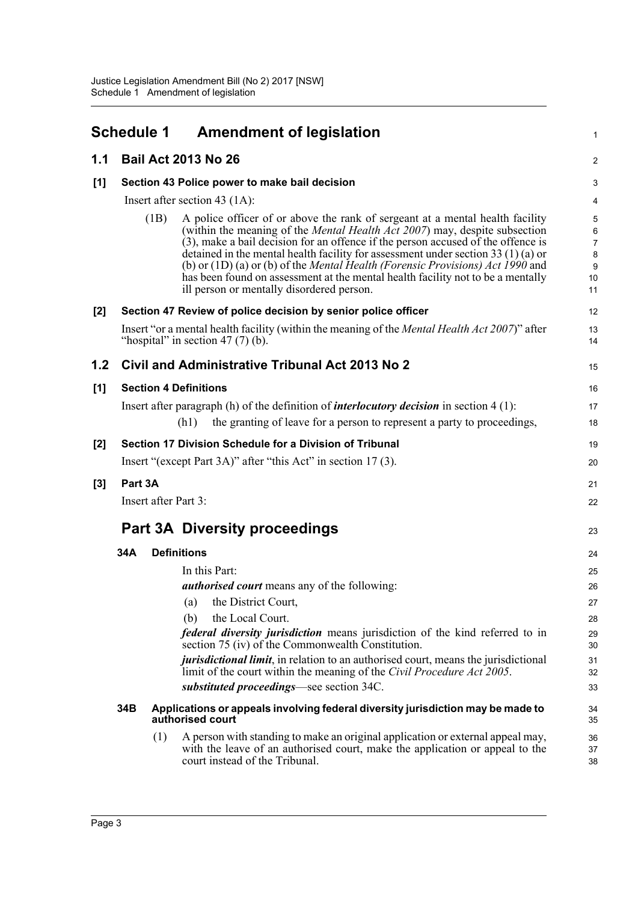# Schedule 1 Amendment of legislation

## 1.1 Bail Act 2013 No 26

### [1] Section 43 Police power to make bail decision

Insert after section 43 (1A):

(1B) A police officer of or above the rank of sergeant at a mental health facility (within the meaning of the *Mental Health Act 2007*) may, despite subsection (3), make a bail decision for an offence if the person accused of the offence is detained in the mental health facility for assessment under section 33 (1) (a) or (b) or (1D) (a) or (b) of the *Mental Health (Forensic Provisions) Act 1990* and has been found on assessment at the mental health facility not to be a mentally ill person or mentally disordered person.

### [2] Section 47 Review of police decision by senior police officer

Insert "or a mental health facility (within the meaning of the *Mental Health Act 2007*)" after "hospital" in section 47 (7) (b).

## 1.2 Civil and Administrative Tribunal Act 2013 No 2

### [1] Section 4 Definitions

Insert after paragraph (h) of the definition of ***interlocutory decision*** in section 4 (1):

(h1) the granting of leave for a person to represent a party to proceedings,

### [2] Section 17 Division Schedule for a Division of Tribunal

Insert "(except Part 3A)" after "this Act" in section 17 (3).

### [3] Part 3A

Insert after Part 3:

## Part 3A Diversity proceedings

### 34A Definitions

In this Part:

***authorised court*** means any of the following:

(a) the District Court,

(b) the Local Court.

***federal diversity jurisdiction*** means jurisdiction of the kind referred to in section 75 (iv) of the Commonwealth Constitution.

***jurisdictional limit***, in relation to an authorised court, means the jurisdictional limit of the court within the meaning of the *Civil Procedure Act 2005*.

***substituted proceedings***—see section 34C.

### 34B Applications or appeals involving federal diversity jurisdiction may be made to authorised court

(1) A person with standing to make an original application or external appeal may, with the leave of an authorised court, make the application or appeal to the court instead of the Tribunal.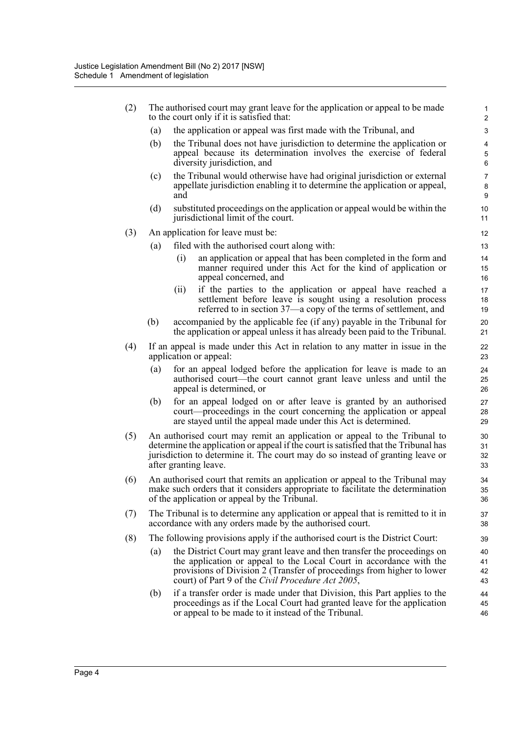(2) The authorised court may grant leave for the application or appeal to be made to the court only if it is satisfied that:

  (a) the application or appeal was first made with the Tribunal, and

  (b) the Tribunal does not have jurisdiction to determine the application or appeal because its determination involves the exercise of federal diversity jurisdiction, and

  (c) the Tribunal would otherwise have had original jurisdiction or external appellate jurisdiction enabling it to determine the application or appeal, and

  (d) substituted proceedings on the application or appeal would be within the jurisdictional limit of the court.

(3) An application for leave must be:

  (a) filed with the authorised court along with:

    (i) an application or appeal that has been completed in the form and manner required under this Act for the kind of application or appeal concerned, and

    (ii) if the parties to the application or appeal have reached a settlement before leave is sought using a resolution process referred to in section 37—a copy of the terms of settlement, and

  (b) accompanied by the applicable fee (if any) payable in the Tribunal for the application or appeal unless it has already been paid to the Tribunal.

(4) If an appeal is made under this Act in relation to any matter in issue in the application or appeal:

  (a) for an appeal lodged before the application for leave is made to an authorised court—the court cannot grant leave unless and until the appeal is determined, or

  (b) for an appeal lodged on or after leave is granted by an authorised court—proceedings in the court concerning the application or appeal are stayed until the appeal made under this Act is determined.

(5) An authorised court may remit an application or appeal to the Tribunal to determine the application or appeal if the court is satisfied that the Tribunal has jurisdiction to determine it. The court may do so instead of granting leave or after granting leave.

(6) An authorised court that remits an application or appeal to the Tribunal may make such orders that it considers appropriate to facilitate the determination of the application or appeal by the Tribunal.

(7) The Tribunal is to determine any application or appeal that is remitted to it in accordance with any orders made by the authorised court.

(8) The following provisions apply if the authorised court is the District Court:

  (a) the District Court may grant leave and then transfer the proceedings on the application or appeal to the Local Court in accordance with the provisions of Division 2 (Transfer of proceedings from higher to lower court) of Part 9 of the *Civil Procedure Act 2005*,

  (b) if a transfer order is made under that Division, this Part applies to the proceedings as if the Local Court had granted leave for the application or appeal to be made to it instead of the Tribunal.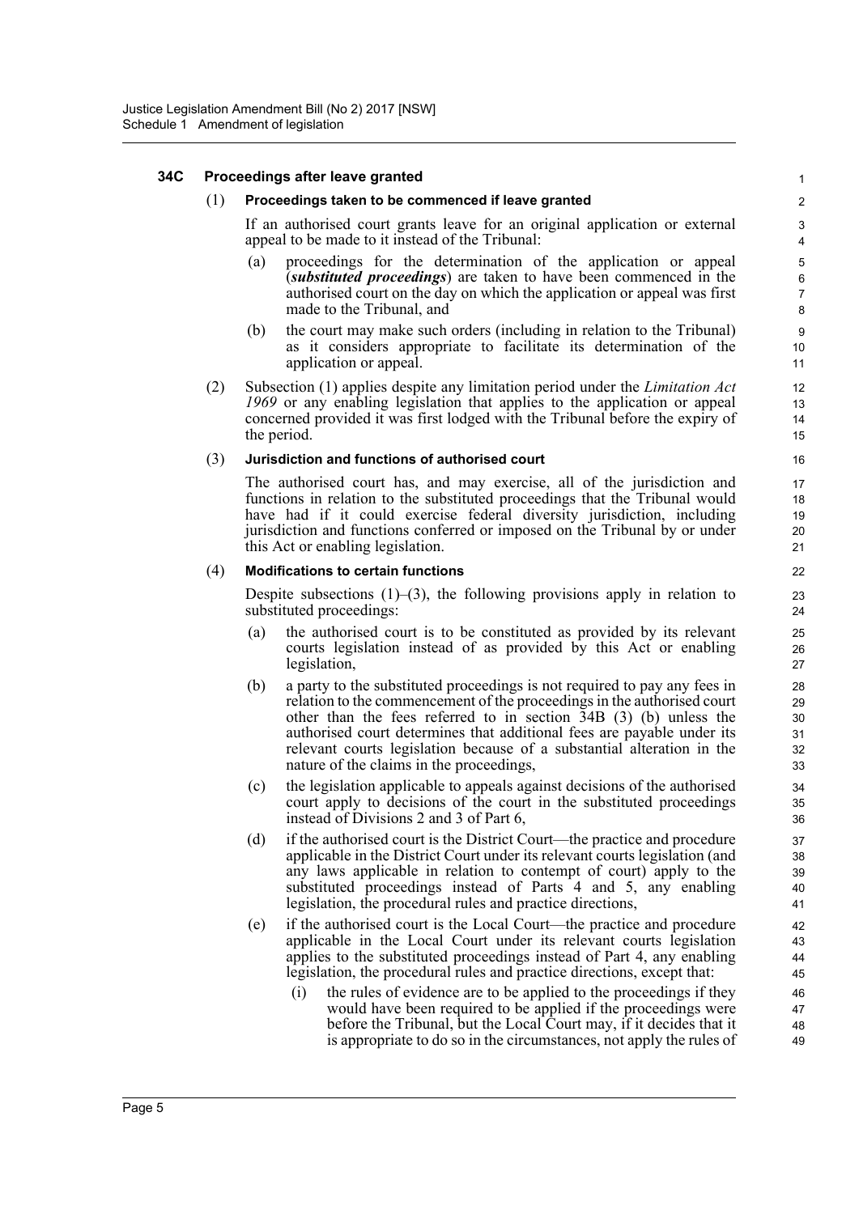**34C Proceedings after leave granted**

(1) **Proceedings taken to be commenced if leave granted**

If an authorised court grants leave for an original application or external appeal to be made to it instead of the Tribunal:

(a) proceedings for the determination of the application or appeal (***substituted proceedings***) are taken to have been commenced in the authorised court on the day on which the application or appeal was first made to the Tribunal, and

(b) the court may make such orders (including in relation to the Tribunal) as it considers appropriate to facilitate its determination of the application or appeal.

(2) Subsection (1) applies despite any limitation period under the *Limitation Act 1969* or any enabling legislation that applies to the application or appeal concerned provided it was first lodged with the Tribunal before the expiry of the period.

(3) **Jurisdiction and functions of authorised court**

The authorised court has, and may exercise, all of the jurisdiction and functions in relation to the substituted proceedings that the Tribunal would have had if it could exercise federal diversity jurisdiction, including jurisdiction and functions conferred or imposed on the Tribunal by or under this Act or enabling legislation.

(4) **Modifications to certain functions**

Despite subsections (1)–(3), the following provisions apply in relation to substituted proceedings:

(a) the authorised court is to be constituted as provided by its relevant courts legislation instead of as provided by this Act or enabling legislation,

(b) a party to the substituted proceedings is not required to pay any fees in relation to the commencement of the proceedings in the authorised court other than the fees referred to in section 34B (3) (b) unless the authorised court determines that additional fees are payable under its relevant courts legislation because of a substantial alteration in the nature of the claims in the proceedings,

(c) the legislation applicable to appeals against decisions of the authorised court apply to decisions of the court in the substituted proceedings instead of Divisions 2 and 3 of Part 6,

(d) if the authorised court is the District Court—the practice and procedure applicable in the District Court under its relevant courts legislation (and any laws applicable in relation to contempt of court) apply to the substituted proceedings instead of Parts 4 and 5, any enabling legislation, the procedural rules and practice directions,

(e) if the authorised court is the Local Court—the practice and procedure applicable in the Local Court under its relevant courts legislation applies to the substituted proceedings instead of Part 4, any enabling legislation, the procedural rules and practice directions, except that:

(i) the rules of evidence are to be applied to the proceedings if they would have been required to be applied if the proceedings were before the Tribunal, but the Local Court may, if it decides that it is appropriate to do so in the circumstances, not apply the rules of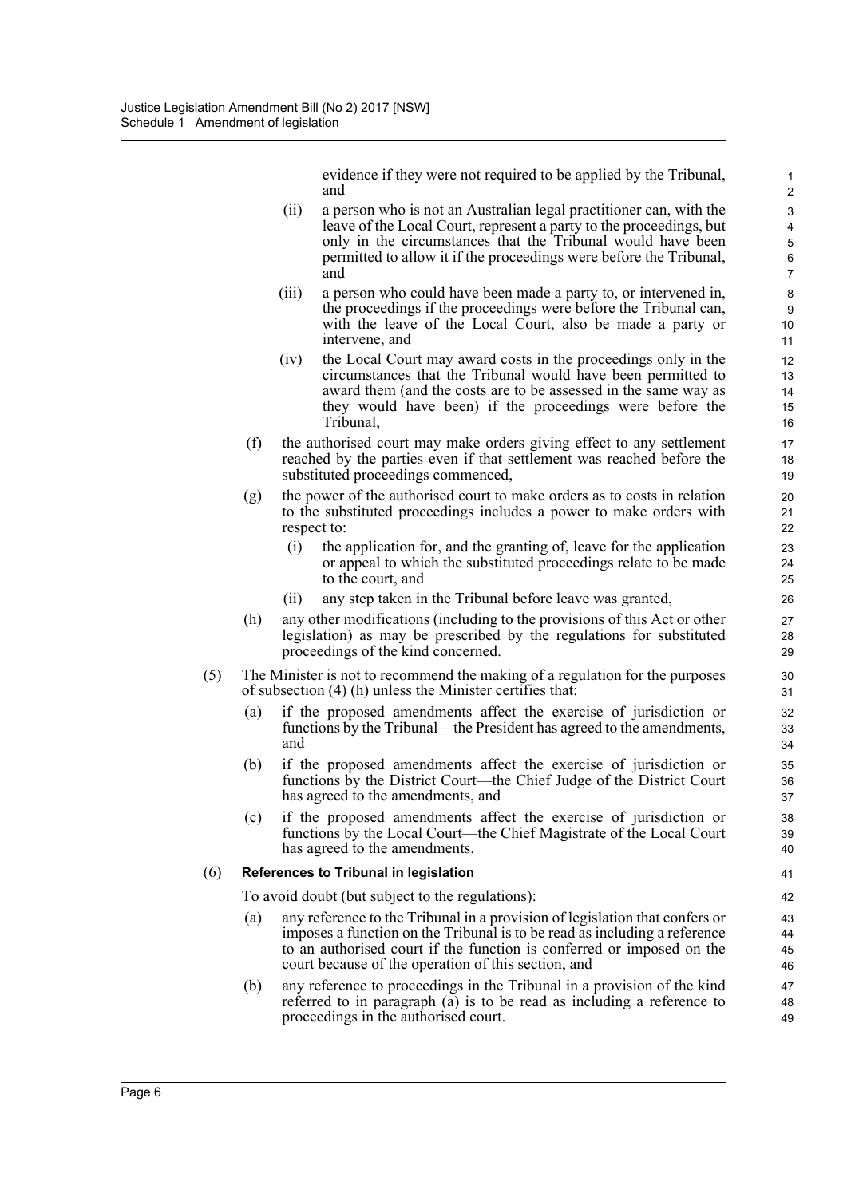evidence if they were not required to be applied by the Tribunal, and

(ii) a person who is not an Australian legal practitioner can, with the leave of the Local Court, represent a party to the proceedings, but only in the circumstances that the Tribunal would have been permitted to allow it if the proceedings were before the Tribunal, and

(iii) a person who could have been made a party to, or intervened in, the proceedings if the proceedings were before the Tribunal can, with the leave of the Local Court, also be made a party or intervene, and

(iv) the Local Court may award costs in the proceedings only in the circumstances that the Tribunal would have been permitted to award them (and the costs are to be assessed in the same way as they would have been) if the proceedings were before the Tribunal,

(f) the authorised court may make orders giving effect to any settlement reached by the parties even if that settlement was reached before the substituted proceedings commenced,

(g) the power of the authorised court to make orders as to costs in relation to the substituted proceedings includes a power to make orders with respect to:

(i) the application for, and the granting of, leave for the application or appeal to which the substituted proceedings relate to be made to the court, and

(ii) any step taken in the Tribunal before leave was granted,

(h) any other modifications (including to the provisions of this Act or other legislation) as may be prescribed by the regulations for substituted proceedings of the kind concerned.

(5) The Minister is not to recommend the making of a regulation for the purposes of subsection (4) (h) unless the Minister certifies that:

(a) if the proposed amendments affect the exercise of jurisdiction or functions by the Tribunal—the President has agreed to the amendments, and

(b) if the proposed amendments affect the exercise of jurisdiction or functions by the District Court—the Chief Judge of the District Court has agreed to the amendments, and

(c) if the proposed amendments affect the exercise of jurisdiction or functions by the Local Court—the Chief Magistrate of the Local Court has agreed to the amendments.

(6) **References to Tribunal in legislation**

To avoid doubt (but subject to the regulations):

(a) any reference to the Tribunal in a provision of legislation that confers or imposes a function on the Tribunal is to be read as including a reference to an authorised court if the function is conferred or imposed on the court because of the operation of this section, and

(b) any reference to proceedings in the Tribunal in a provision of the kind referred to in paragraph (a) is to be read as including a reference to proceedings in the authorised court.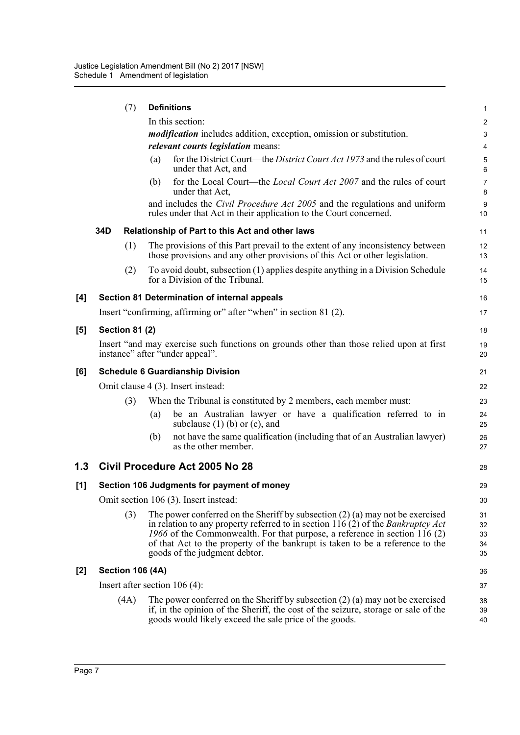(7) **Definitions**

In this section:

***modification*** includes addition, exception, omission or substitution.

***relevant courts legislation*** means:

(a) for the District Court—the *District Court Act 1973* and the rules of court under that Act, and

(b) for the Local Court—the *Local Court Act 2007* and the rules of court under that Act,

and includes the *Civil Procedure Act 2005* and the regulations and uniform rules under that Act in their application to the Court concerned.

**34D Relationship of Part to this Act and other laws**

(1) The provisions of this Part prevail to the extent of any inconsistency between those provisions and any other provisions of this Act or other legislation.

(2) To avoid doubt, subsection (1) applies despite anything in a Division Schedule for a Division of the Tribunal.

### [4] Section 81 Determination of internal appeals

Insert "confirming, affirming or" after "when" in section 81 (2).

### [5] Section 81 (2)

Insert "and may exercise such functions on grounds other than those relied upon at first instance" after "under appeal".

### [6] Schedule 6 Guardianship Division

Omit clause 4 (3). Insert instead:

(3) When the Tribunal is constituted by 2 members, each member must:

(a) be an Australian lawyer or have a qualification referred to in subclause (1) (b) or (c), and

(b) not have the same qualification (including that of an Australian lawyer) as the other member.

## 1.3 Civil Procedure Act 2005 No 28

### [1] Section 106 Judgments for payment of money

Omit section 106 (3). Insert instead:

(3) The power conferred on the Sheriff by subsection (2) (a) may not be exercised in relation to any property referred to in section 116 (2) of the *Bankruptcy Act 1966* of the Commonwealth. For that purpose, a reference in section 116 (2) of that Act to the property of the bankrupt is taken to be a reference to the goods of the judgment debtor.

### [2] Section 106 (4A)

Insert after section 106 (4):

(4A) The power conferred on the Sheriff by subsection (2) (a) may not be exercised if, in the opinion of the Sheriff, the cost of the seizure, storage or sale of the goods would likely exceed the sale price of the goods.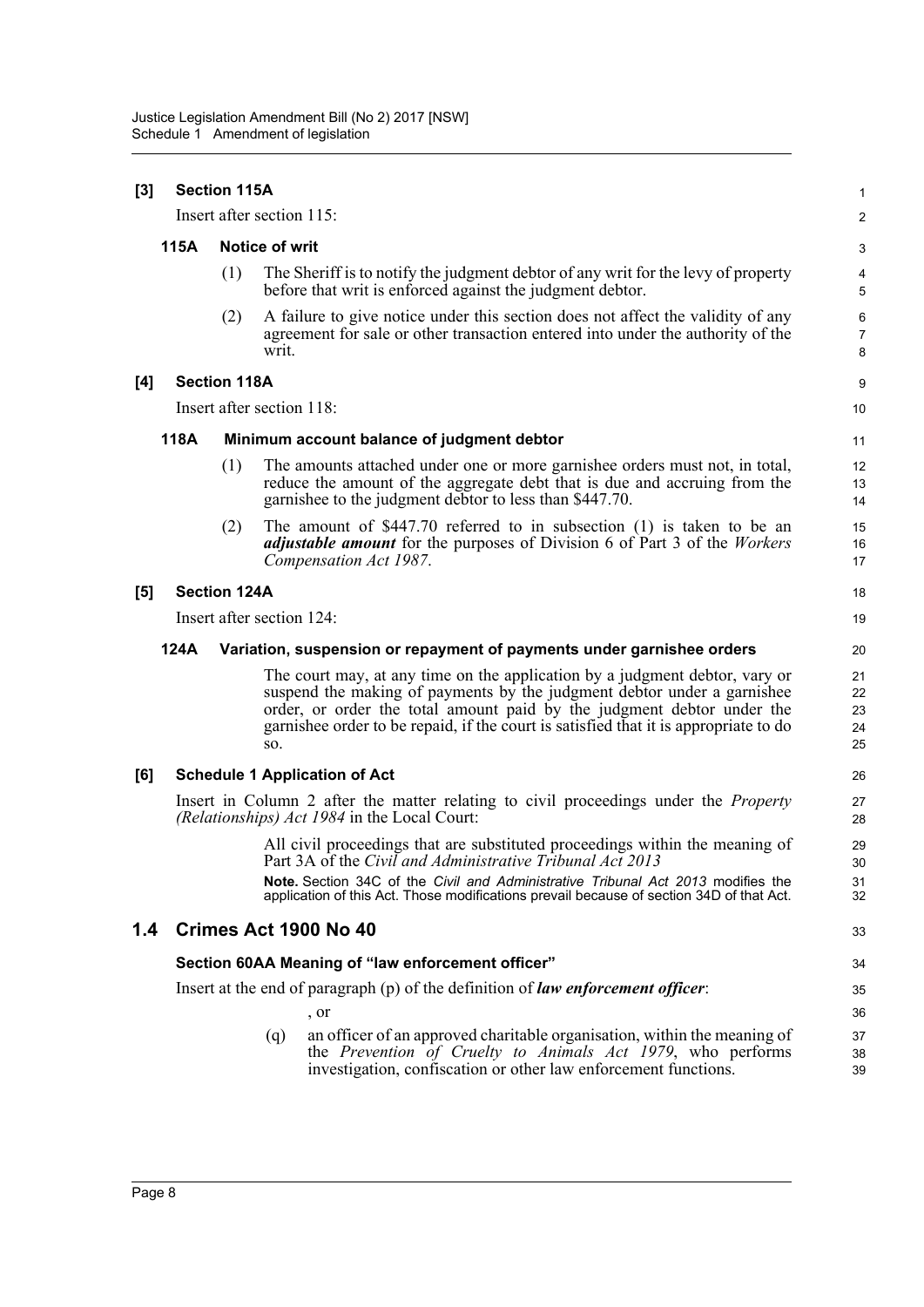**[3] Section 115A**

Insert after section 115:

**115A Notice of writ**

(1) The Sheriff is to notify the judgment debtor of any writ for the levy of property before that writ is enforced against the judgment debtor.

(2) A failure to give notice under this section does not affect the validity of any agreement for sale or other transaction entered into under the authority of the writ.

**[4] Section 118A**

Insert after section 118:

**118A Minimum account balance of judgment debtor**

(1) The amounts attached under one or more garnishee orders must not, in total, reduce the amount of the aggregate debt that is due and accruing from the garnishee to the judgment debtor to less than $447.70.

(2) The amount of $447.70 referred to in subsection (1) is taken to be an ***adjustable amount*** for the purposes of Division 6 of Part 3 of the *Workers Compensation Act 1987*.

**[5] Section 124A**

Insert after section 124:

**124A Variation, suspension or repayment of payments under garnishee orders**

The court may, at any time on the application by a judgment debtor, vary or suspend the making of payments by the judgment debtor under a garnishee order, or order the total amount paid by the judgment debtor under the garnishee order to be repaid, if the court is satisfied that it is appropriate to do so.

**[6] Schedule 1 Application of Act**

Insert in Column 2 after the matter relating to civil proceedings under the *Property (Relationships) Act 1984* in the Local Court:

All civil proceedings that are substituted proceedings within the meaning of Part 3A of the *Civil and Administrative Tribunal Act 2013*

**Note.** Section 34C of the *Civil and Administrative Tribunal Act 2013* modifies the application of this Act. Those modifications prevail because of section 34D of that Act.

## 1.4 Crimes Act 1900 No 40

**Section 60AA Meaning of "law enforcement officer"**

Insert at the end of paragraph (p) of the definition of ***law enforcement officer***:

, or

(q) an officer of an approved charitable organisation, within the meaning of the *Prevention of Cruelty to Animals Act 1979*, who performs investigation, confiscation or other law enforcement functions.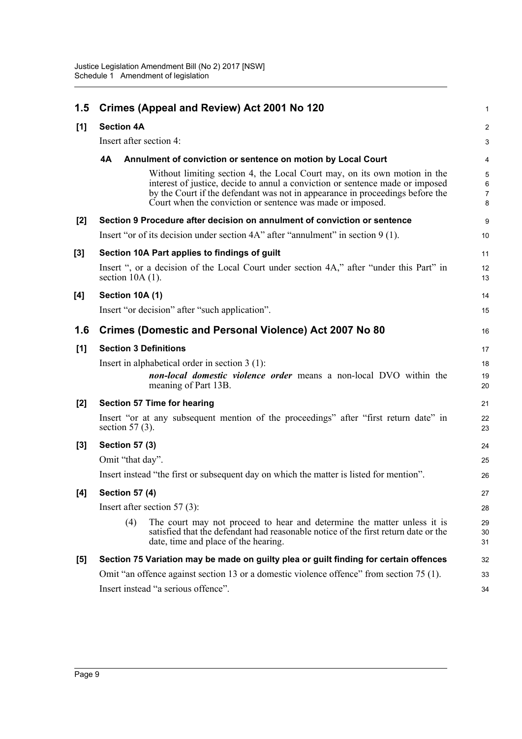## 1.5 Crimes (Appeal and Review) Act 2001 No 120

**[1] Section 4A**

Insert after section 4:

**4A Annulment of conviction or sentence on motion by Local Court**

Without limiting section 4, the Local Court may, on its own motion in the interest of justice, decide to annul a conviction or sentence made or imposed by the Court if the defendant was not in appearance in proceedings before the Court when the conviction or sentence was made or imposed.

**[2] Section 9 Procedure after decision on annulment of conviction or sentence**

Insert "or of its decision under section 4A" after "annulment" in section 9 (1).

**[3] Section 10A Part applies to findings of guilt**

Insert ", or a decision of the Local Court under section 4A," after "under this Part" in section 10A (1).

**[4] Section 10A (1)**

Insert "or decision" after "such application".

## 1.6 Crimes (Domestic and Personal Violence) Act 2007 No 80

**[1] Section 3 Definitions**

Insert in alphabetical order in section 3 (1):

***non-local domestic violence order*** means a non-local DVO within the meaning of Part 13B.

**[2] Section 57 Time for hearing**

Insert "or at any subsequent mention of the proceedings" after "first return date" in section 57 (3).

**[3] Section 57 (3)**

Omit "that day".

Insert instead "the first or subsequent day on which the matter is listed for mention".

**[4] Section 57 (4)**

Insert after section 57 (3):

(4) The court may not proceed to hear and determine the matter unless it is satisfied that the defendant had reasonable notice of the first return date or the date, time and place of the hearing.

**[5] Section 75 Variation may be made on guilty plea or guilt finding for certain offences**

Omit "an offence against section 13 or a domestic violence offence" from section 75 (1).

Insert instead "a serious offence".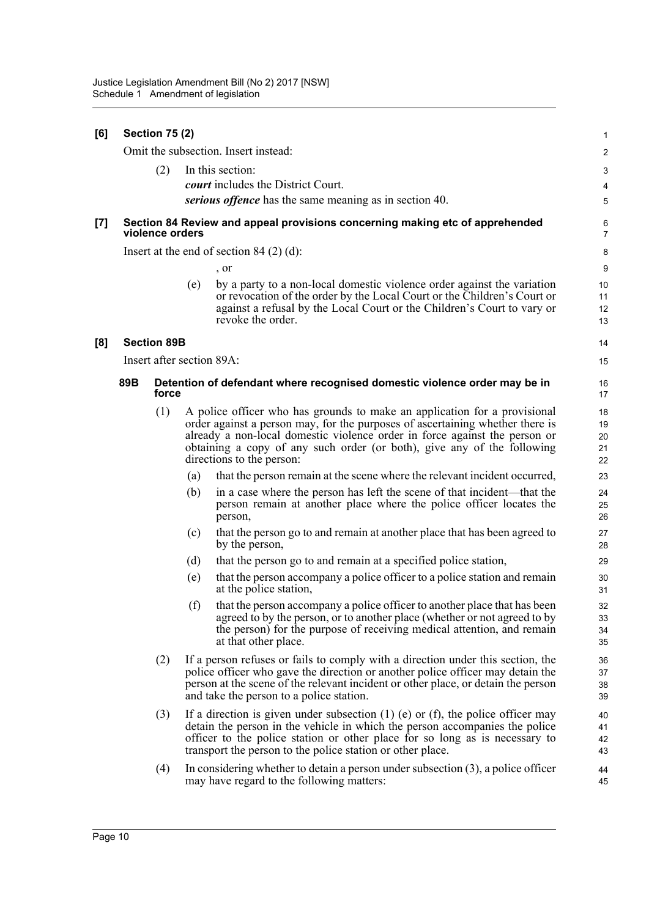**[6] Section 75 (2)**

Omit the subsection. Insert instead:

(2) In this section:

***court*** includes the District Court.

***serious offence*** has the same meaning as in section 40.

**[7] Section 84 Review and appeal provisions concerning making etc of apprehended violence orders**

Insert at the end of section 84 (2) (d):

, or

(e) by a party to a non-local domestic violence order against the variation or revocation of the order by the Local Court or the Children's Court or against a refusal by the Local Court or the Children's Court to vary or revoke the order.

**[8] Section 89B**

Insert after section 89A:

**89B Detention of defendant where recognised domestic violence order may be in force**

(1) A police officer who has grounds to make an application for a provisional order against a person may, for the purposes of ascertaining whether there is already a non-local domestic violence order in force against the person or obtaining a copy of any such order (or both), give any of the following directions to the person:

(a) that the person remain at the scene where the relevant incident occurred,

(b) in a case where the person has left the scene of that incident—that the person remain at another place where the police officer locates the person,

(c) that the person go to and remain at another place that has been agreed to by the person,

(d) that the person go to and remain at a specified police station,

(e) that the person accompany a police officer to a police station and remain at the police station,

(f) that the person accompany a police officer to another place that has been agreed to by the person, or to another place (whether or not agreed to by the person) for the purpose of receiving medical attention, and remain at that other place.

(2) If a person refuses or fails to comply with a direction under this section, the police officer who gave the direction or another police officer may detain the person at the scene of the relevant incident or other place, or detain the person and take the person to a police station.

(3) If a direction is given under subsection (1) (e) or (f), the police officer may detain the person in the vehicle in which the person accompanies the police officer to the police station or other place for so long as is necessary to transport the person to the police station or other place.

(4) In considering whether to detain a person under subsection (3), a police officer may have regard to the following matters: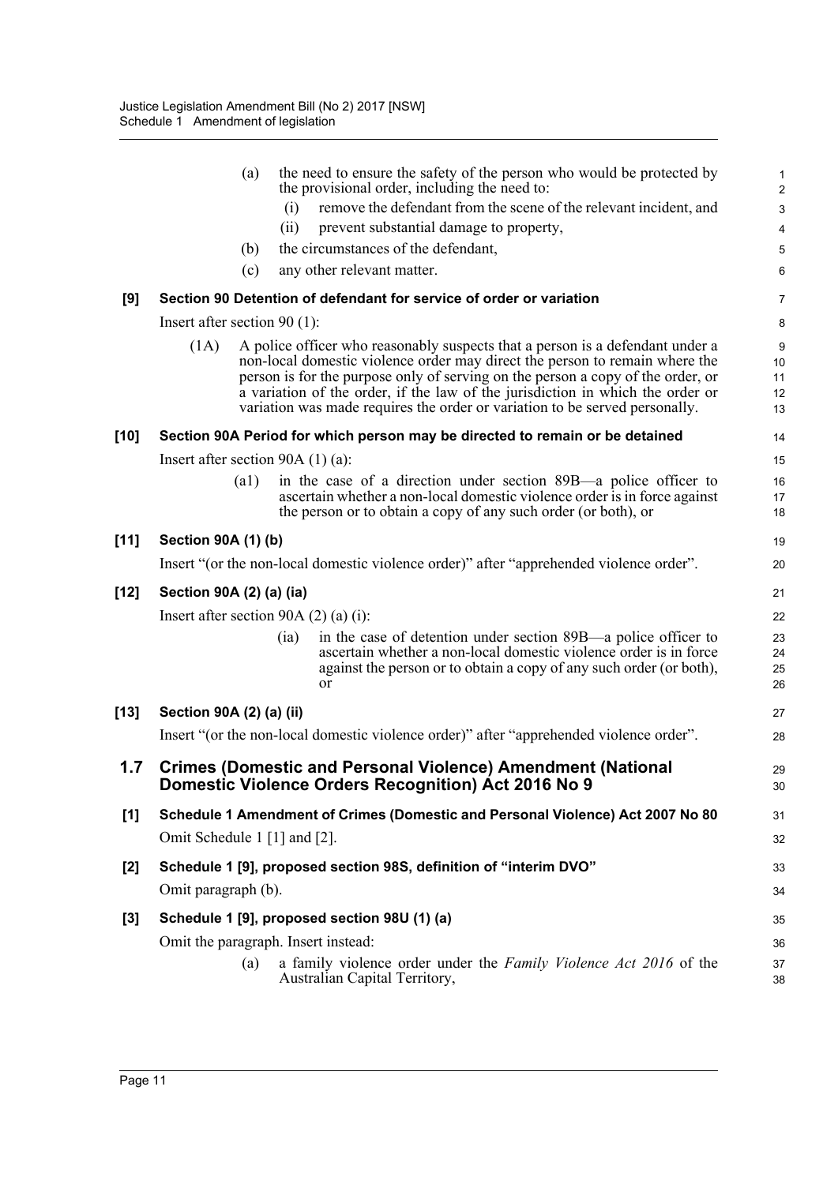(a) the need to ensure the safety of the person who would be protected by the provisional order, including the need to:

(i) remove the defendant from the scene of the relevant incident, and

(ii) prevent substantial damage to property,

(b) the circumstances of the defendant,

(c) any other relevant matter.

**[9] Section 90 Detention of defendant for service of order or variation**

Insert after section 90 (1):

(1A) A police officer who reasonably suspects that a person is a defendant under a non-local domestic violence order may direct the person to remain where the person is for the purpose only of serving on the person a copy of the order, or a variation of the order, if the law of the jurisdiction in which the order or variation was made requires the order or variation to be served personally.

**[10] Section 90A Period for which person may be directed to remain or be detained**

Insert after section 90A (1) (a):

(a1) in the case of a direction under section 89B—a police officer to ascertain whether a non-local domestic violence order is in force against the person or to obtain a copy of any such order (or both), or

**[11] Section 90A (1) (b)**

Insert "(or the non-local domestic violence order)" after "apprehended violence order".

**[12] Section 90A (2) (a) (ia)**

Insert after section 90A (2) (a) (i):

(ia) in the case of detention under section 89B—a police officer to ascertain whether a non-local domestic violence order is in force against the person or to obtain a copy of any such order (or both), or

**[13] Section 90A (2) (a) (ii)**

Insert "(or the non-local domestic violence order)" after "apprehended violence order".

## 1.7 Crimes (Domestic and Personal Violence) Amendment (National Domestic Violence Orders Recognition) Act 2016 No 9

**[1] Schedule 1 Amendment of Crimes (Domestic and Personal Violence) Act 2007 No 80**

Omit Schedule 1 [1] and [2].

**[2] Schedule 1 [9], proposed section 98S, definition of "interim DVO"**

Omit paragraph (b).

**[3] Schedule 1 [9], proposed section 98U (1) (a)**

Omit the paragraph. Insert instead:

(a) a family violence order under the *Family Violence Act 2016* of the Australian Capital Territory,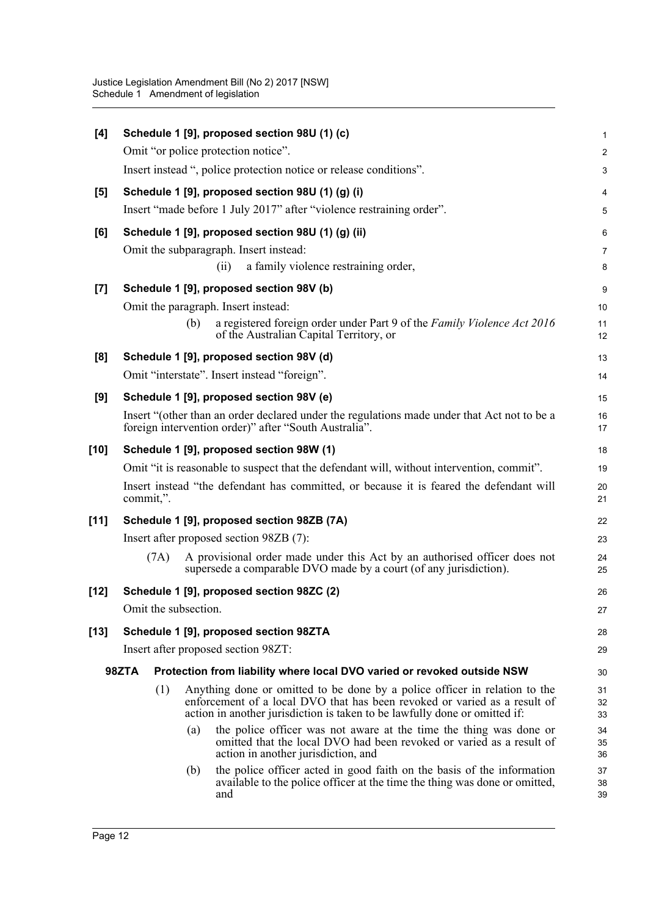**[4] Schedule 1 [9], proposed section 98U (1) (c)**

Omit "or police protection notice".

Insert instead ", police protection notice or release conditions".

**[5] Schedule 1 [9], proposed section 98U (1) (g) (i)**

Insert "made before 1 July 2017" after "violence restraining order".

**[6] Schedule 1 [9], proposed section 98U (1) (g) (ii)**

Omit the subparagraph. Insert instead:

> (ii) a family violence restraining order,

**[7] Schedule 1 [9], proposed section 98V (b)**

Omit the paragraph. Insert instead:

> (b) a registered foreign order under Part 9 of the *Family Violence Act 2016* of the Australian Capital Territory, or

**[8] Schedule 1 [9], proposed section 98V (d)**

Omit "interstate". Insert instead "foreign".

**[9] Schedule 1 [9], proposed section 98V (e)**

Insert "(other than an order declared under the regulations made under that Act not to be a foreign intervention order)" after "South Australia".

**[10] Schedule 1 [9], proposed section 98W (1)**

Omit "it is reasonable to suspect that the defendant will, without intervention, commit".

Insert instead "the defendant has committed, or because it is feared the defendant will commit,".

**[11] Schedule 1 [9], proposed section 98ZB (7A)**

Insert after proposed section 98ZB (7):

> (7A) A provisional order made under this Act by an authorised officer does not supersede a comparable DVO made by a court (of any jurisdiction).

**[12] Schedule 1 [9], proposed section 98ZC (2)**

Omit the subsection.

**[13] Schedule 1 [9], proposed section 98ZTA**

Insert after proposed section 98ZT:

> **98ZTA Protection from liability where local DVO varied or revoked outside NSW**
>
> (1) Anything done or omitted to be done by a police officer in relation to the enforcement of a local DVO that has been revoked or varied as a result of action in another jurisdiction is taken to be lawfully done or omitted if:
>
> (a) the police officer was not aware at the time the thing was done or omitted that the local DVO had been revoked or varied as a result of action in another jurisdiction, and
>
> (b) the police officer acted in good faith on the basis of the information available to the police officer at the time the thing was done or omitted, and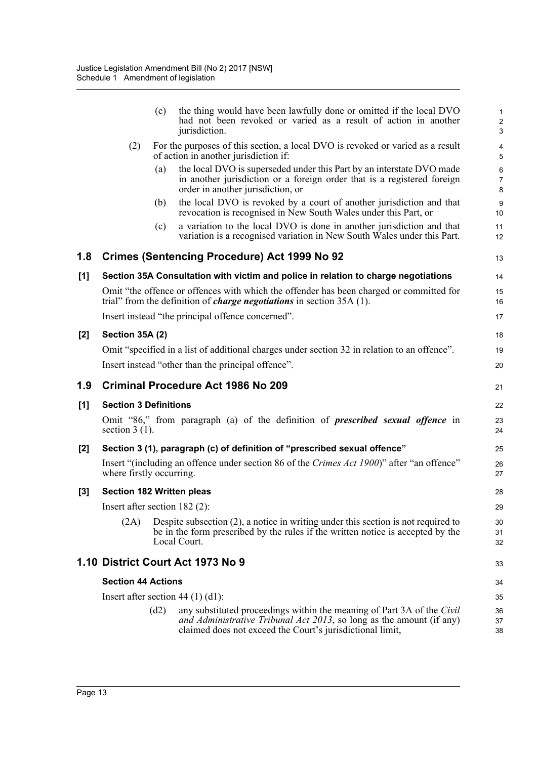(c) the thing would have been lawfully done or omitted if the local DVO had not been revoked or varied as a result of action in another jurisdiction.

(2) For the purposes of this section, a local DVO is revoked or varied as a result of action in another jurisdiction if:

(a) the local DVO is superseded under this Part by an interstate DVO made in another jurisdiction or a foreign order that is a registered foreign order in another jurisdiction, or

(b) the local DVO is revoked by a court of another jurisdiction and that revocation is recognised in New South Wales under this Part, or

(c) a variation to the local DVO is done in another jurisdiction and that variation is a recognised variation in New South Wales under this Part.

## 1.8 Crimes (Sentencing Procedure) Act 1999 No 92

### [1] Section 35A Consultation with victim and police in relation to charge negotiations

Omit "the offence or offences with which the offender has been charged or committed for trial" from the definition of ***charge negotiations*** in section 35A (1).

Insert instead "the principal offence concerned".

### [2] Section 35A (2)

Omit "specified in a list of additional charges under section 32 in relation to an offence".

Insert instead "other than the principal offence".

## 1.9 Criminal Procedure Act 1986 No 209

### [1] Section 3 Definitions

Omit "86," from paragraph (a) of the definition of ***prescribed sexual offence*** in section 3 (1).

### [2] Section 3 (1), paragraph (c) of definition of "prescribed sexual offence"

Insert "(including an offence under section 86 of the *Crimes Act 1900*)" after "an offence" where firstly occurring.

### [3] Section 182 Written pleas

Insert after section 182 (2):

(2A) Despite subsection (2), a notice in writing under this section is not required to be in the form prescribed by the rules if the written notice is accepted by the Local Court.

## 1.10 District Court Act 1973 No 9

### Section 44 Actions

Insert after section 44 (1) (d1):

(d2) any substituted proceedings within the meaning of Part 3A of the *Civil and Administrative Tribunal Act 2013*, so long as the amount (if any) claimed does not exceed the Court's jurisdictional limit,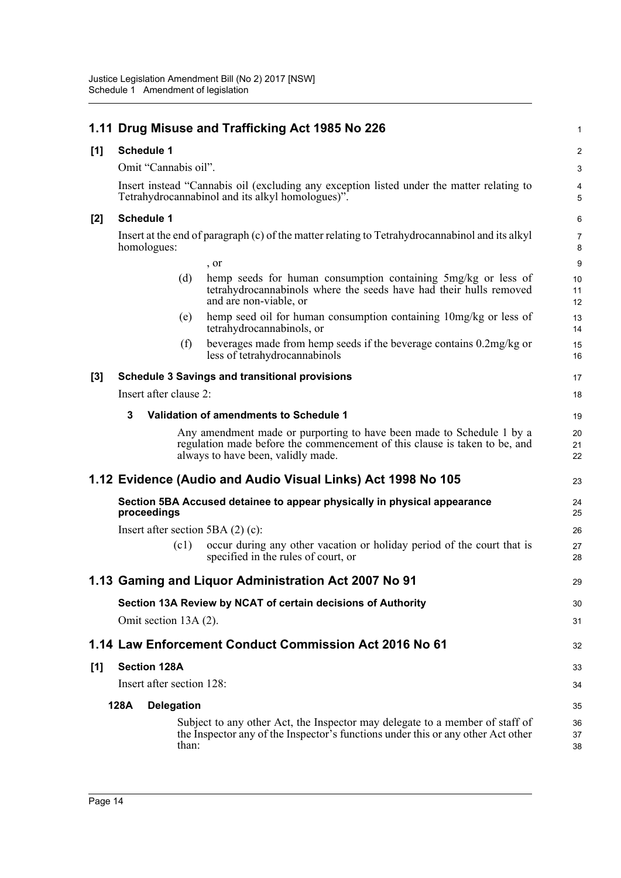## 1.11 Drug Misuse and Trafficking Act 1985 No 226

**[1] Schedule 1**

Omit "Cannabis oil".

Insert instead "Cannabis oil (excluding any exception listed under the matter relating to Tetrahydrocannabinol and its alkyl homologues)".

**[2] Schedule 1**

Insert at the end of paragraph (c) of the matter relating to Tetrahydrocannabinol and its alkyl homologues:

, or

(d) hemp seeds for human consumption containing 5mg/kg or less of tetrahydrocannabinols where the seeds have had their hulls removed and are non-viable, or

(e) hemp seed oil for human consumption containing 10mg/kg or less of tetrahydrocannabinols, or

(f) beverages made from hemp seeds if the beverage contains 0.2mg/kg or less of tetrahydrocannabinols

**[3] Schedule 3 Savings and transitional provisions**

Insert after clause 2:

**3 Validation of amendments to Schedule 1**

Any amendment made or purporting to have been made to Schedule 1 by a regulation made before the commencement of this clause is taken to be, and always to have been, validly made.

## 1.12 Evidence (Audio and Audio Visual Links) Act 1998 No 105

**Section 5BA Accused detainee to appear physically in physical appearance proceedings**

Insert after section 5BA (2) (c):

(c1) occur during any other vacation or holiday period of the court that is specified in the rules of court, or

## 1.13 Gaming and Liquor Administration Act 2007 No 91

**Section 13A Review by NCAT of certain decisions of Authority**

Omit section 13A (2).

## 1.14 Law Enforcement Conduct Commission Act 2016 No 61

**[1] Section 128A**

Insert after section 128:

**128A Delegation**

Subject to any other Act, the Inspector may delegate to a member of staff of the Inspector any of the Inspector's functions under this or any other Act other than: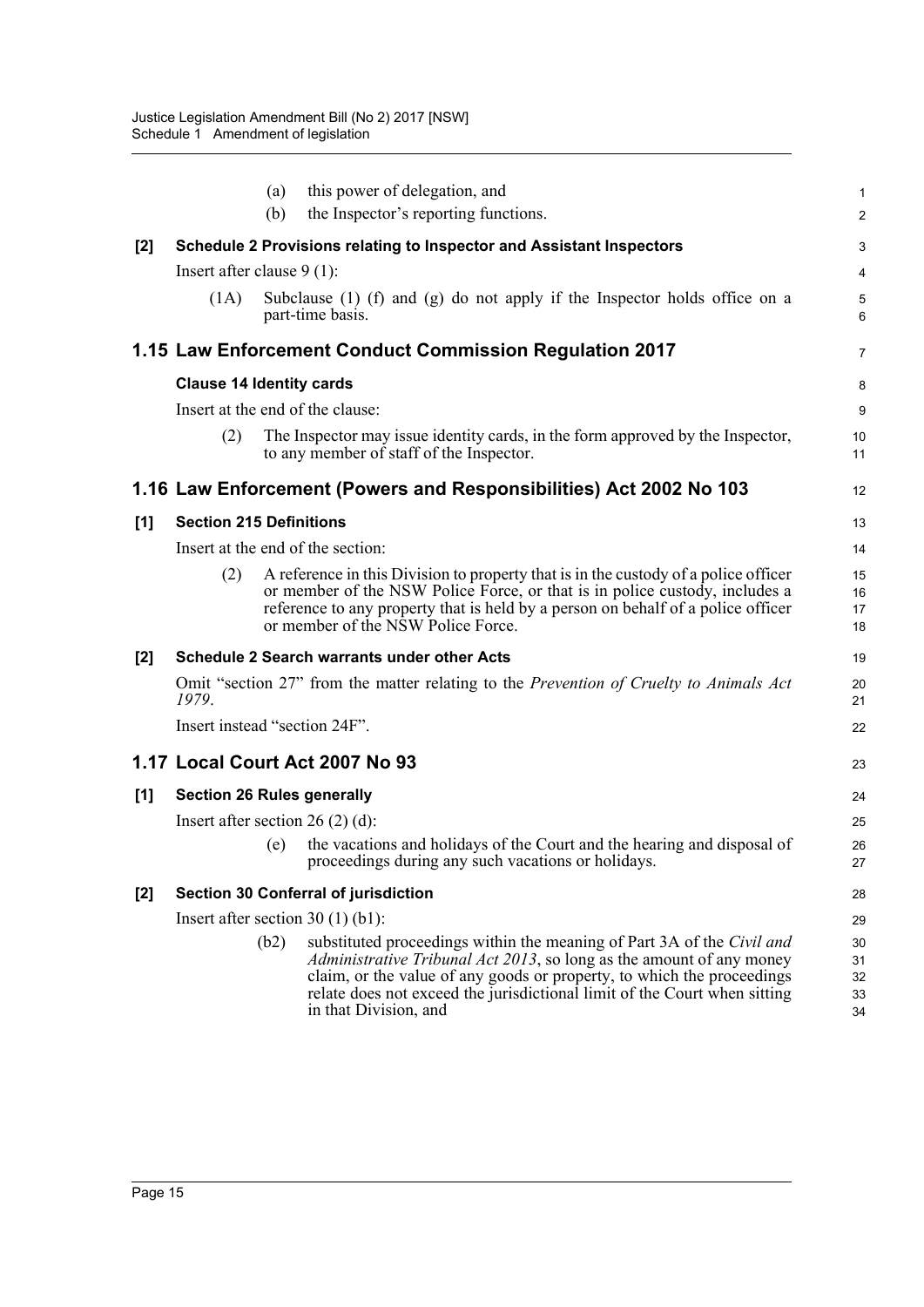(a) this power of delegation, and

(b) the Inspector's reporting functions.

**[2] Schedule 2 Provisions relating to Inspector and Assistant Inspectors**

Insert after clause 9 (1):

(1A) Subclause (1) (f) and (g) do not apply if the Inspector holds office on a part-time basis.

## 1.15 Law Enforcement Conduct Commission Regulation 2017

**Clause 14 Identity cards**

Insert at the end of the clause:

(2) The Inspector may issue identity cards, in the form approved by the Inspector, to any member of staff of the Inspector.

## 1.16 Law Enforcement (Powers and Responsibilities) Act 2002 No 103

**[1] Section 215 Definitions**

Insert at the end of the section:

(2) A reference in this Division to property that is in the custody of a police officer or member of the NSW Police Force, or that is in police custody, includes a reference to any property that is held by a person on behalf of a police officer or member of the NSW Police Force.

**[2] Schedule 2 Search warrants under other Acts**

Omit "section 27" from the matter relating to the *Prevention of Cruelty to Animals Act 1979*.

Insert instead "section 24F".

## 1.17 Local Court Act 2007 No 93

**[1] Section 26 Rules generally**

Insert after section 26 (2) (d):

(e) the vacations and holidays of the Court and the hearing and disposal of proceedings during any such vacations or holidays.

**[2] Section 30 Conferral of jurisdiction**

Insert after section 30 (1) (b1):

(b2) substituted proceedings within the meaning of Part 3A of the *Civil and Administrative Tribunal Act 2013*, so long as the amount of any money claim, or the value of any goods or property, to which the proceedings relate does not exceed the jurisdictional limit of the Court when sitting in that Division, and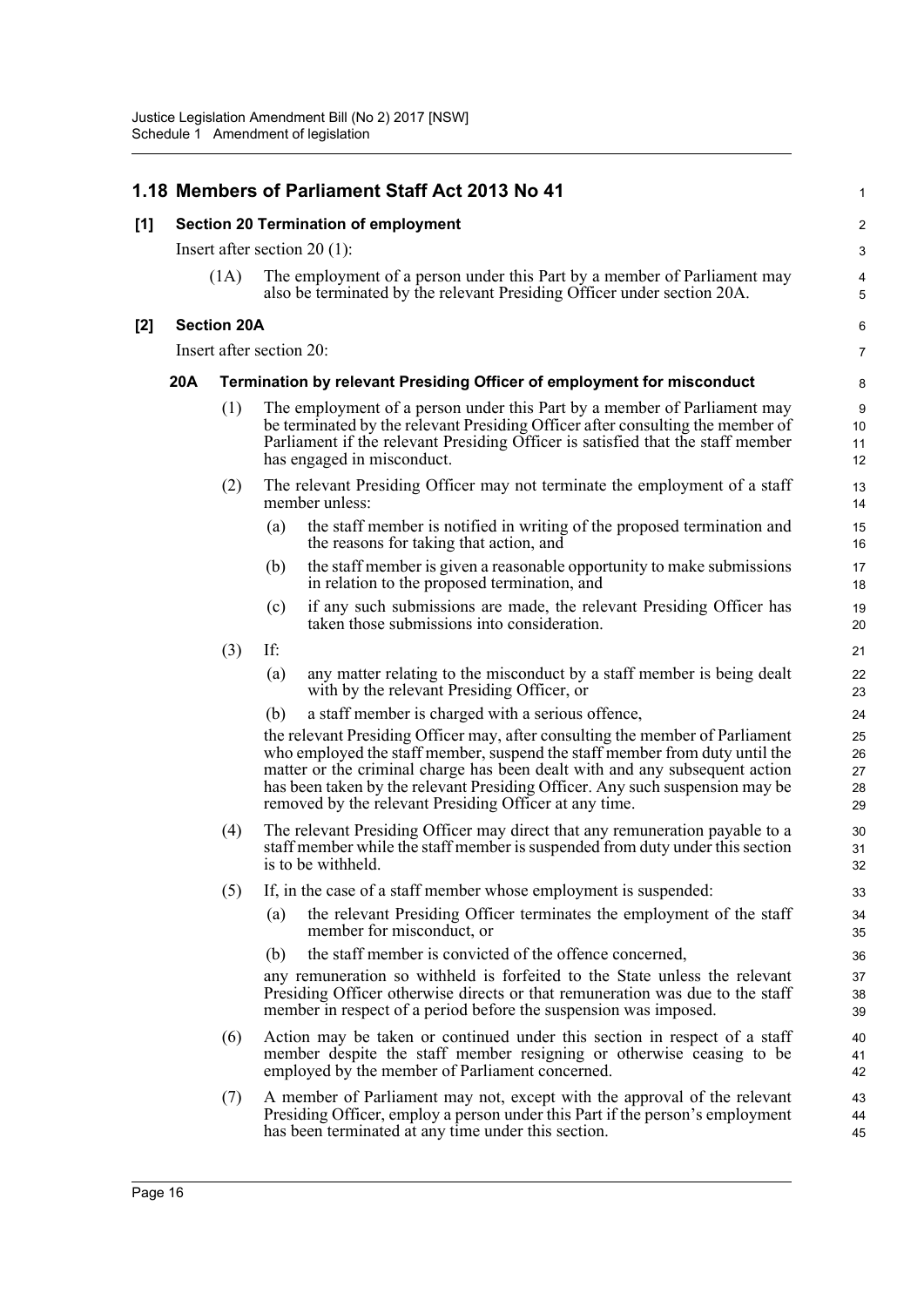## 1.18 Members of Parliament Staff Act 2013 No 41

**[1] Section 20 Termination of employment**

Insert after section 20 (1):

(1A) The employment of a person under this Part by a member of Parliament may also be terminated by the relevant Presiding Officer under section 20A.

**[2] Section 20A**

Insert after section 20:

### 20A Termination by relevant Presiding Officer of employment for misconduct

(1) The employment of a person under this Part by a member of Parliament may be terminated by the relevant Presiding Officer after consulting the member of Parliament if the relevant Presiding Officer is satisfied that the staff member has engaged in misconduct.

(2) The relevant Presiding Officer may not terminate the employment of a staff member unless:

(a) the staff member is notified in writing of the proposed termination and the reasons for taking that action, and

(b) the staff member is given a reasonable opportunity to make submissions in relation to the proposed termination, and

(c) if any such submissions are made, the relevant Presiding Officer has taken those submissions into consideration.

(3) If:

(a) any matter relating to the misconduct by a staff member is being dealt with by the relevant Presiding Officer, or

(b) a staff member is charged with a serious offence,

the relevant Presiding Officer may, after consulting the member of Parliament who employed the staff member, suspend the staff member from duty until the matter or the criminal charge has been dealt with and any subsequent action has been taken by the relevant Presiding Officer. Any such suspension may be removed by the relevant Presiding Officer at any time.

(4) The relevant Presiding Officer may direct that any remuneration payable to a staff member while the staff member is suspended from duty under this section is to be withheld.

(5) If, in the case of a staff member whose employment is suspended:

(a) the relevant Presiding Officer terminates the employment of the staff member for misconduct, or

(b) the staff member is convicted of the offence concerned,

any remuneration so withheld is forfeited to the State unless the relevant Presiding Officer otherwise directs or that remuneration was due to the staff member in respect of a period before the suspension was imposed.

(6) Action may be taken or continued under this section in respect of a staff member despite the staff member resigning or otherwise ceasing to be employed by the member of Parliament concerned.

(7) A member of Parliament may not, except with the approval of the relevant Presiding Officer, employ a person under this Part if the person's employment has been terminated at any time under this section.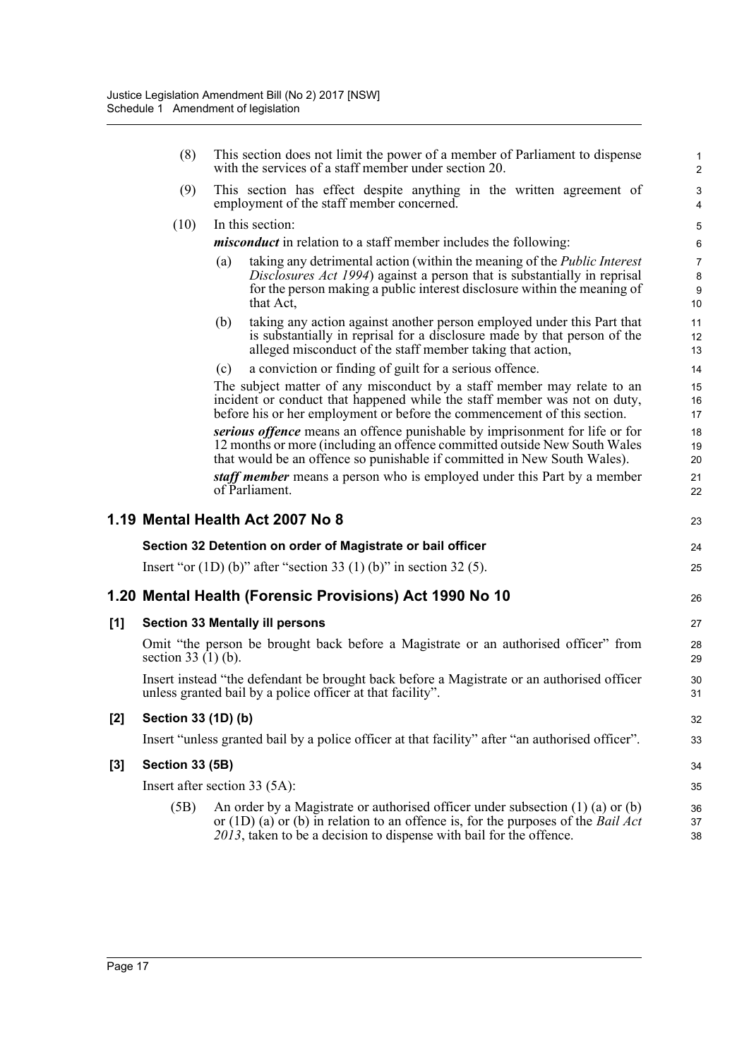(8) This section does not limit the power of a member of Parliament to dispense with the services of a staff member under section 20.

(9) This section has effect despite anything in the written agreement of employment of the staff member concerned.

(10) In this section:

***misconduct*** in relation to a staff member includes the following:

(a) taking any detrimental action (within the meaning of the *Public Interest Disclosures Act 1994*) against a person that is substantially in reprisal for the person making a public interest disclosure within the meaning of that Act,

(b) taking any action against another person employed under this Part that is substantially in reprisal for a disclosure made by that person of the alleged misconduct of the staff member taking that action,

(c) a conviction or finding of guilt for a serious offence.

The subject matter of any misconduct by a staff member may relate to an incident or conduct that happened while the staff member was not on duty, before his or her employment or before the commencement of this section.

***serious offence*** means an offence punishable by imprisonment for life or for 12 months or more (including an offence committed outside New South Wales that would be an offence so punishable if committed in New South Wales).

***staff member*** means a person who is employed under this Part by a member of Parliament.

## 1.19 Mental Health Act 2007 No 8

### Section 32 Detention on order of Magistrate or bail officer

Insert "or (1D) (b)" after "section 33 (1) (b)" in section 32 (5).

## 1.20 Mental Health (Forensic Provisions) Act 1990 No 10

### [1] Section 33 Mentally ill persons

Omit "the person be brought back before a Magistrate or an authorised officer" from section 33 (1) (b).

Insert instead "the defendant be brought back before a Magistrate or an authorised officer unless granted bail by a police officer at that facility".

### [2] Section 33 (1D) (b)

Insert "unless granted bail by a police officer at that facility" after "an authorised officer".

### [3] Section 33 (5B)

Insert after section 33 (5A):

(5B) An order by a Magistrate or authorised officer under subsection (1) (a) or (b) or (1D) (a) or (b) in relation to an offence is, for the purposes of the *Bail Act 2013*, taken to be a decision to dispense with bail for the offence.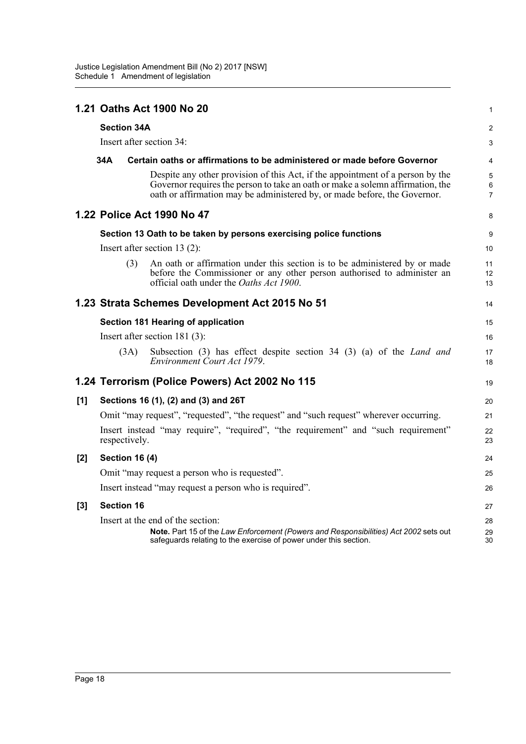## 1.21 Oaths Act 1900 No 20

### Section 34A

Insert after section 34:

**34A Certain oaths or affirmations to be administered or made before Governor**

Despite any other provision of this Act, if the appointment of a person by the Governor requires the person to take an oath or make a solemn affirmation, the oath or affirmation may be administered by, or made before, the Governor.

## 1.22 Police Act 1990 No 47

### Section 13 Oath to be taken by persons exercising police functions

Insert after section 13 (2):

(3) An oath or affirmation under this section is to be administered by or made before the Commissioner or any other person authorised to administer an official oath under the *Oaths Act 1900*.

## 1.23 Strata Schemes Development Act 2015 No 51

### Section 181 Hearing of application

Insert after section 181 (3):

(3A) Subsection (3) has effect despite section 34 (3) (a) of the *Land and Environment Court Act 1979*.

## 1.24 Terrorism (Police Powers) Act 2002 No 115

### [1] Sections 16 (1), (2) and (3) and 26T

Omit "may request", "requested", "the request" and "such request" wherever occurring.

Insert instead "may require", "required", "the requirement" and "such requirement" respectively.

### [2] Section 16 (4)

Omit "may request a person who is requested".

Insert instead "may request a person who is required".

### [3] Section 16

Insert at the end of the section:

**Note.** Part 15 of the *Law Enforcement (Powers and Responsibilities) Act 2002* sets out safeguards relating to the exercise of power under this section.